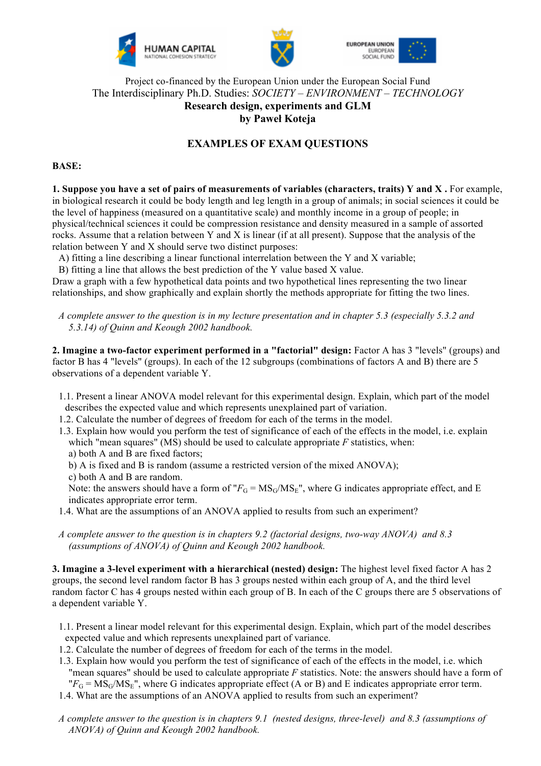Project co-financed by the European Union under the European Social Fund
The Interdisciplinary Ph.D. Studies: *SOCIETY – ENVIRONMENT – TECHNOLOGY*
**Research design, experiments and GLM**
**by Paweł Koteja**

## EXAMPLES OF EXAM QUESTIONS

**BASE:**

**1. Suppose you have a set of pairs of measurements of variables (characters, traits) Y and X .** For example, in biological research it could be body length and leg length in a group of animals; in social sciences it could be the level of happiness (measured on a quantitative scale) and monthly income in a group of people; in physical/technical sciences it could be compression resistance and density measured in a sample of assorted rocks. Assume that a relation between Y and X is linear (if at all present). Suppose that the analysis of the relation between Y and X should serve two distinct purposes:

A) fitting a line describing a linear functional interrelation between the Y and X variable;
B) fitting a line that allows the best prediction of the Y value based X value.

Draw a graph with a few hypothetical data points and two hypothetical lines representing the two linear relationships, and show graphically and explain shortly the methods appropriate for fitting the two lines.

*A complete answer to the question is in my lecture presentation and in chapter 5.3 (especially 5.3.2 and 5.3.14) of Quinn and Keough 2002 handbook.*

**2. Imagine a two-factor experiment performed in a "factorial" design:** Factor A has 3 "levels" (groups) and factor B has 4 "levels" (groups). In each of the 12 subgroups (combinations of factors A and B) there are 5 observations of a dependent variable Y.

1.1. Present a linear ANOVA model relevant for this experimental design. Explain, which part of the model describes the expected value and which represents unexplained part of variation.
1.2. Calculate the number of degrees of freedom for each of the terms in the model.
1.3. Explain how would you perform the test of significance of each of the effects in the model, i.e. explain which "mean squares" (MS) should be used to calculate appropriate *F* statistics, when:
a) both A and B are fixed factors;
b) A is fixed and B is random (assume a restricted version of the mixed ANOVA);
c) both A and B are random.
Note: the answers should have a form of "$F_G = MS_G/MS_E$", where G indicates appropriate effect, and E indicates appropriate error term.
1.4. What are the assumptions of an ANOVA applied to results from such an experiment?

*A complete answer to the question is in chapters 9.2 (factorial designs, two-way ANOVA) and 8.3 (assumptions of ANOVA) of Quinn and Keough 2002 handbook.*

**3. Imagine a 3-level experiment with a hierarchical (nested) design:** The highest level fixed factor A has 2 groups, the second level random factor B has 3 groups nested within each group of A, and the third level random factor C has 4 groups nested within each group of B. In each of the C groups there are 5 observations of a dependent variable Y.

1.1. Present a linear model relevant for this experimental design. Explain, which part of the model describes expected value and which represents unexplained part of variance.
1.2. Calculate the number of degrees of freedom for each of the terms in the model.
1.3. Explain how would you perform the test of significance of each of the effects in the model, i.e. which "mean squares" should be used to calculate appropriate *F* statistics. Note: the answers should have a form of "$F_G = MS_G/MS_E$", where G indicates appropriate effect (A or B) and E indicates appropriate error term.
1.4. What are the assumptions of an ANOVA applied to results from such an experiment?

*A complete answer to the question is in chapters 9.1 (nested designs, three-level) and 8.3 (assumptions of ANOVA) of Quinn and Keough 2002 handbook.*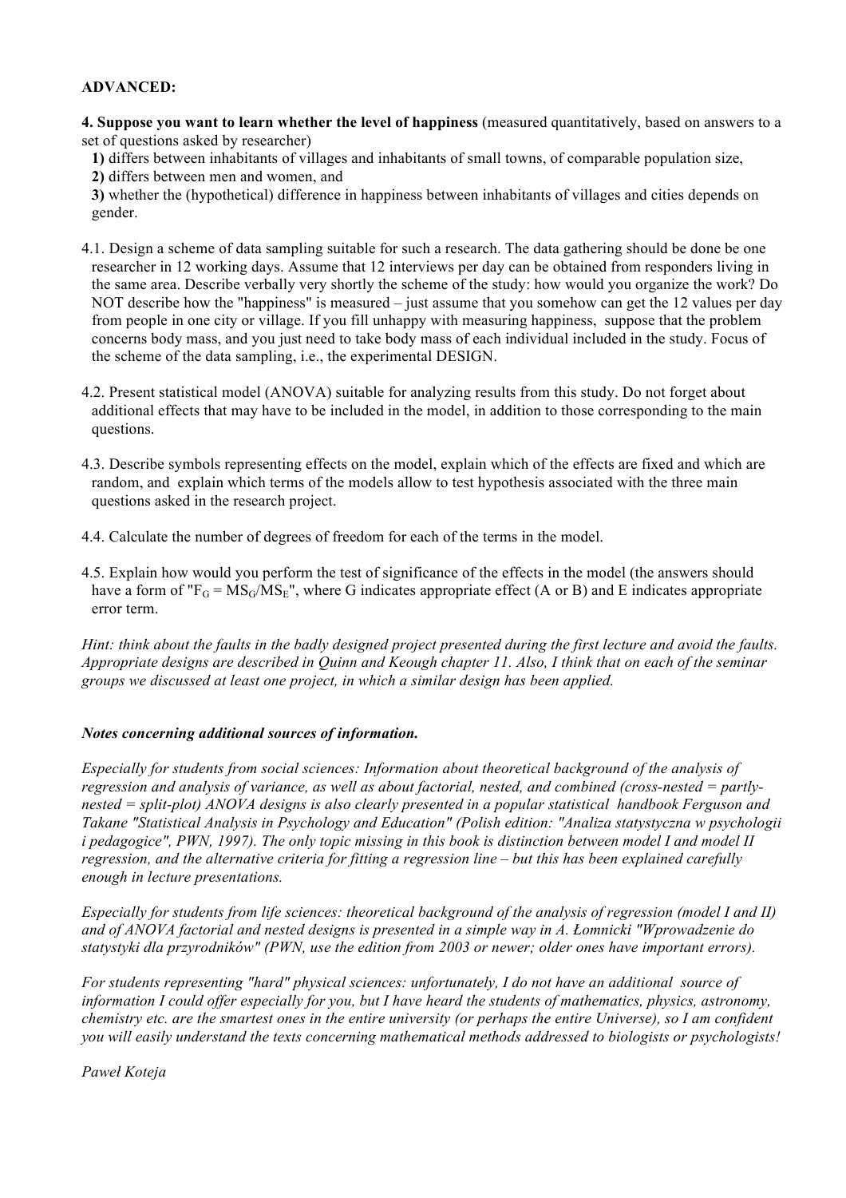**ADVANCED:**

**4. Suppose you want to learn whether the level of happiness** (measured quantitatively, based on answers to a set of questions asked by researcher)

**1)** differs between inhabitants of villages and inhabitants of small towns, of comparable population size,
**2)** differs between men and women, and
**3)** whether the (hypothetical) difference in happiness between inhabitants of villages and cities depends on gender.

4.1. Design a scheme of data sampling suitable for such a research. The data gathering should be done be one researcher in 12 working days. Assume that 12 interviews per day can be obtained from responders living in the same area. Describe verbally very shortly the scheme of the study: how would you organize the work? Do NOT describe how the "happiness" is measured – just assume that you somehow can get the 12 values per day from people in one city or village. If you fill unhappy with measuring happiness, suppose that the problem concerns body mass, and you just need to take body mass of each individual included in the study. Focus of the scheme of the data sampling, i.e., the experimental DESIGN.

4.2. Present statistical model (ANOVA) suitable for analyzing results from this study. Do not forget about additional effects that may have to be included in the model, in addition to those corresponding to the main questions.

4.3. Describe symbols representing effects on the model, explain which of the effects are fixed and which are random, and explain which terms of the models allow to test hypothesis associated with the three main questions asked in the research project.

4.4. Calculate the number of degrees of freedom for each of the terms in the model.

4.5. Explain how would you perform the test of significance of the effects in the model (the answers should have a form of "$F_G = MS_G/MS_E$", where G indicates appropriate effect (A or B) and E indicates appropriate error term.

*Hint: think about the faults in the badly designed project presented during the first lecture and avoid the faults. Appropriate designs are described in Quinn and Keough chapter 11. Also, I think that on each of the seminar groups we discussed at least one project, in which a similar design has been applied.*

***Notes concerning additional sources of information.***

*Especially for students from social sciences: Information about theoretical background of the analysis of regression and analysis of variance, as well as about factorial, nested, and combined (cross-nested = partly-nested = split-plot) ANOVA designs is also clearly presented in a popular statistical handbook Ferguson and Takane "Statistical Analysis in Psychology and Education" (Polish edition: "Analiza statystyczna w psychologii i pedagogice", PWN, 1997). The only topic missing in this book is distinction between model I and model II regression, and the alternative criteria for fitting a regression line – but this has been explained carefully enough in lecture presentations.*

*Especially for students from life sciences: theoretical background of the analysis of regression (model I and II) and of ANOVA factorial and nested designs is presented in a simple way in A. Łomnicki "Wprowadzenie do statystyki dla przyrodników" (PWN, use the edition from 2003 or newer; older ones have important errors).*

*For students representing "hard" physical sciences: unfortunately, I do not have an additional source of information I could offer especially for you, but I have heard the students of mathematics, physics, astronomy, chemistry etc. are the smartest ones in the entire university (or perhaps the entire Universe), so I am confident you will easily understand the texts concerning mathematical methods addressed to biologists or psychologists!*

*Paweł Koteja*